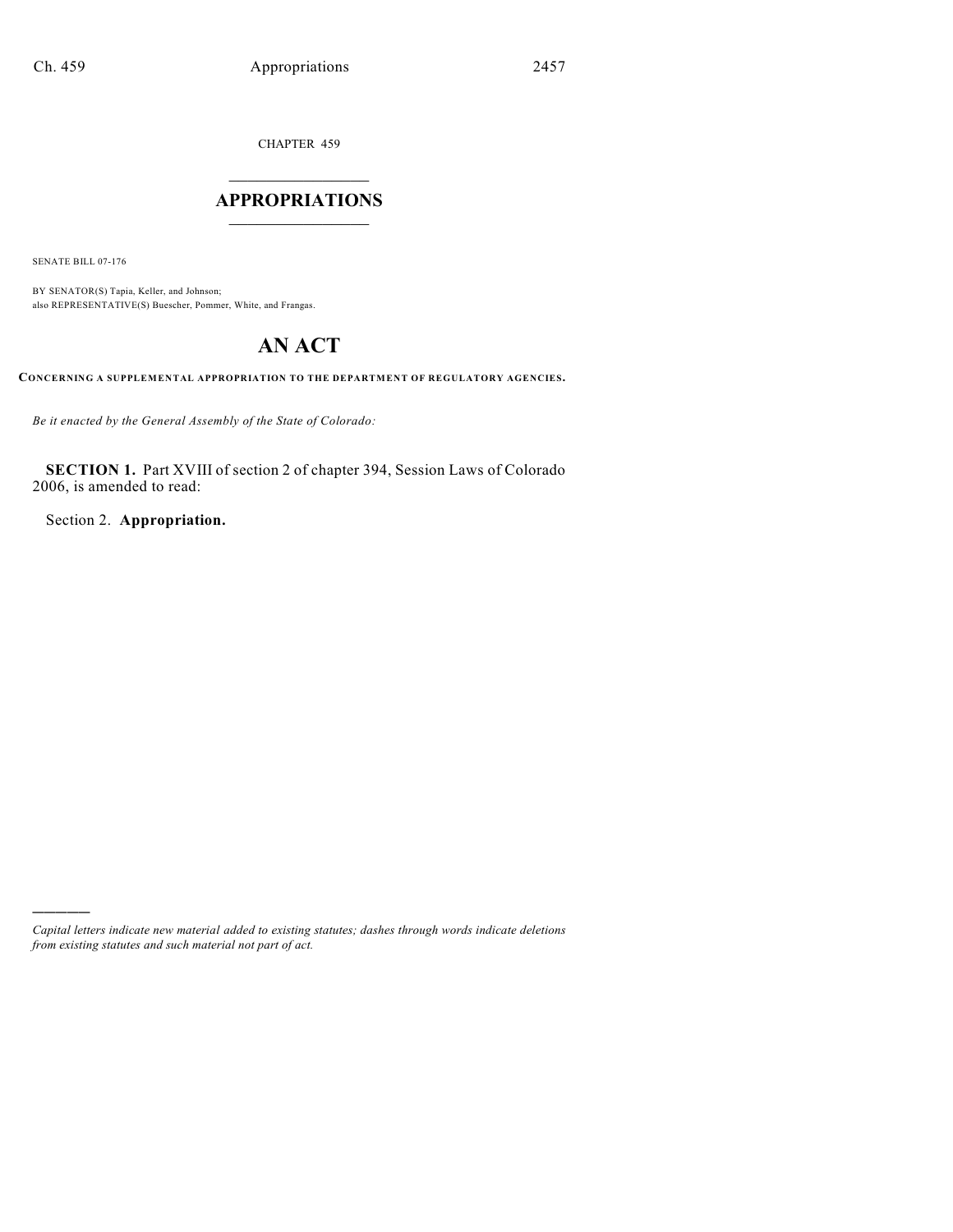CHAPTER 459

# APPROPRIATIONS

SENATE BILL 07-176

BY SENATOR(S) Tapia, Keller, and Johnson;
also REPRESENTATIVE(S) Buescher, Pommer, White, and Frangas.

# AN ACT

**CONCERNING A SUPPLEMENTAL APPROPRIATION TO THE DEPARTMENT OF REGULATORY AGENCIES.**

*Be it enacted by the General Assembly of the State of Colorado:*

**SECTION 1.** Part XVIII of section 2 of chapter 394, Session Laws of Colorado 2006, is amended to read:

Section 2. **Appropriation.**

---

*Capital letters indicate new material added to existing statutes; dashes through words indicate deletions from existing statutes and such material not part of act.*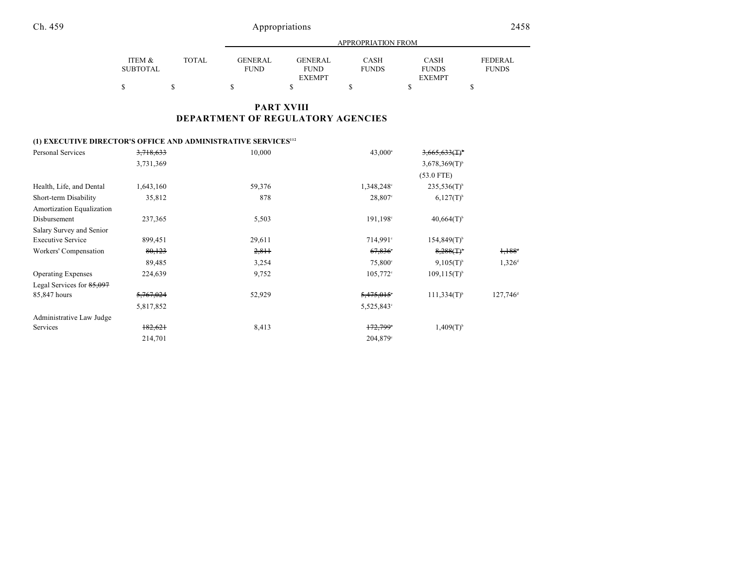## PART XVIII
## DEPARTMENT OF REGULATORY AGENCIES

| | ITEM & SUBTOTAL | TOTAL | GENERAL FUND | GENERAL FUND EXEMPT | CASH FUNDS | CASH FUNDS EXEMPT | FEDERAL FUNDS |
|---|---|---|---|---|---|---|---|
| | $ | $ | $ | $ | $ | $ | $ |
| **(1) EXECUTIVE DIRECTOR'S OFFICE AND ADMINISTRATIVE SERVICES**[112] | | | | | | | |
| Personal Services | ~~3,718,633~~ | | 10,000 | | 43,000[a] | ~~3,665,633(T)[b]~~ | |
| | 3,731,369 | | | | | 3,678,369(T)[b] | |
| | | | | | | (53.0 FTE) | |
| Health, Life, and Dental | 1,643,160 | | 59,376 | | 1,348,248[c] | 235,536(T)[b] | |
| Short-term Disability | 35,812 | | 878 | | 28,807[c] | 6,127(T)[b] | |
| Amortization Equalization Disbursement | 237,365 | | 5,503 | | 191,198[c] | 40,664(T)[b] | |
| Salary Survey and Senior Executive Service | 899,451 | | 29,611 | | 714,991[c] | 154,849(T)[b] | |
| Workers' Compensation | ~~80,123~~ | | ~~2,811~~ | | ~~67,836[c]~~ | ~~8,288(T)[b]~~ | ~~1,188[d]~~ |
| | 89,485 | | 3,254 | | 75,800[c] | 9,105(T)[b] | 1,326[d] |
| Operating Expenses | 224,639 | | 9,752 | | 105,772[c] | 109,115(T)[b] | |
| Legal Services for ~~85,097~~ 85,847 hours | ~~5,767,024~~ | | 52,929 | | ~~5,475,015[c]~~ | 111,334(T)[b] | 127,746[d] |
| | 5,817,852 | | | | 5,525,843[c] | | |
| Administrative Law Judge Services | ~~182,621~~ | | 8,413 | | ~~172,799[c]~~ | 1,409(T)[b] | |
| | 214,701 | | | | 204,879[c] | | |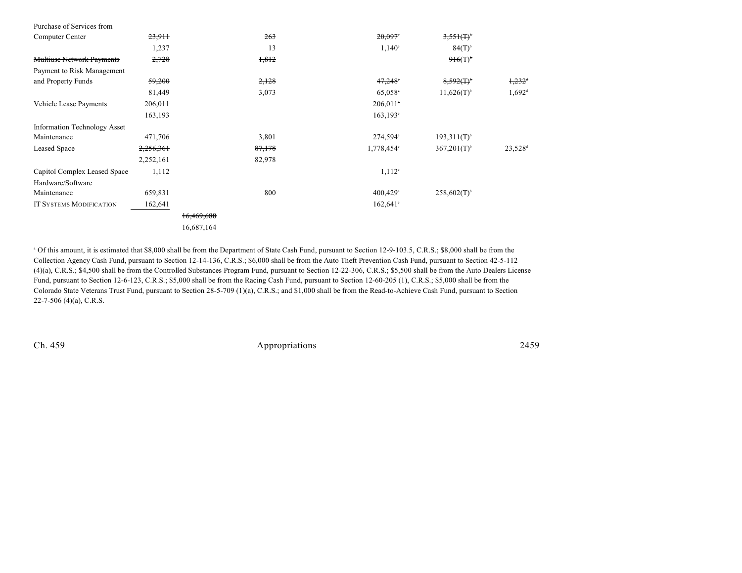| | | | | | |
|---|---|---|---|---|---|
| Purchase of Services from Computer Center | ~~23,911~~ | ~~263~~ | ~~20,097~~[c] | ~~3,551(T)~~[b] | |
| | 1,237 | 13 | 1,140[c] | 84(T)[b] | |
| ~~Multiuse Network Payments~~ | ~~2,728~~ | ~~1,812~~ | | ~~916(T)~~[b] | |
| Payment to Risk Management and Property Funds | ~~59,200~~ | ~~2,128~~ | ~~47,248~~[c] | ~~8,592(T)~~[b] | ~~1,232~~[a] |
| | 81,449 | 3,073 | 65,058[c] | 11,626(T)[b] | 1,692[d] |
| Vehicle Lease Payments | ~~206,011~~ | | ~~206,011~~[c] | | |
| | 163,193 | | 163,193[c] | | |
| Information Technology Asset Maintenance | 471,706 | 3,801 | 274,594[c] | 193,311(T)[b] | |
| Leased Space | ~~2,256,361~~ | ~~87,178~~ | 1,778,454[c] | 367,201(T)[b] | 23,528[d] |
| | 2,252,161 | 82,978 | | | |
| Capitol Complex Leased Space | 1,112 | | 1,112[c] | | |
| Hardware/Software Maintenance | 659,831 | 800 | 400,429[c] | 258,602(T)[b] | |
| IT SYSTEMS MODIFICATION | 162,641 | | 162,641[c] | | |
| | ~~16,469,688~~ | | | | |
| | 16,687,164 | | | | |

[a] Of this amount, it is estimated that $8,000 shall be from the Department of State Cash Fund, pursuant to Section 12-9-103.5, C.R.S.; $8,000 shall be from the Collection Agency Cash Fund, pursuant to Section 12-14-136, C.R.S.; $6,000 shall be from the Auto Theft Prevention Cash Fund, pursuant to Section 42-5-112 (4)(a), C.R.S.; $4,500 shall be from the Controlled Substances Program Fund, pursuant to Section 12-22-306, C.R.S.; $5,500 shall be from the Auto Dealers License Fund, pursuant to Section 12-6-123, C.R.S.; $5,000 shall be from the Racing Cash Fund, pursuant to Section 12-60-205 (1), C.R.S.; $5,000 shall be from the Colorado State Veterans Trust Fund, pursuant to Section 28-5-709 (1)(a), C.R.S.; and $1,000 shall be from the Read-to-Achieve Cash Fund, pursuant to Section 22-7-506 (4)(a), C.R.S.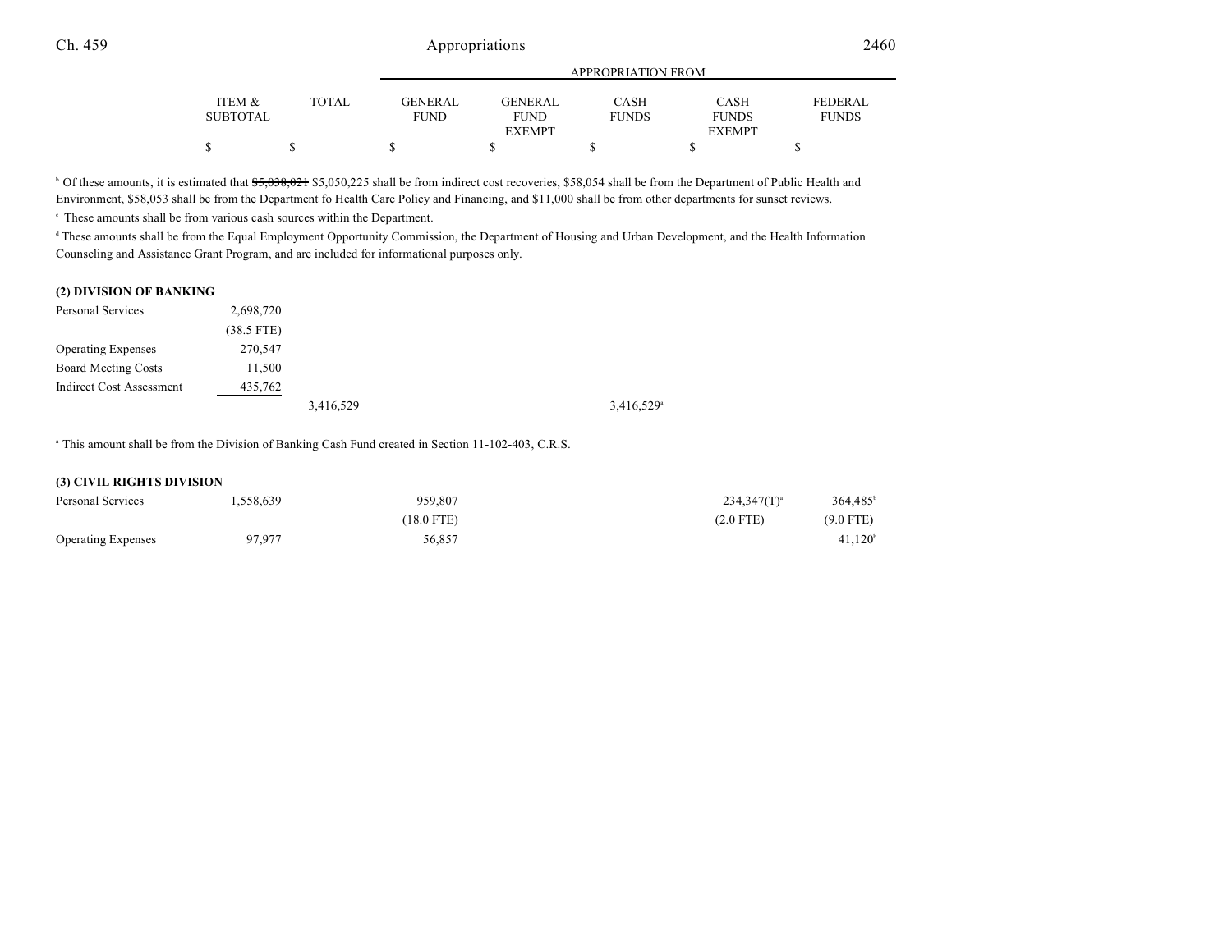| | ITEM & SUBTOTAL | TOTAL | APPROPRIATION FROM | | | | |
|---|---|---|---|---|---|---|---|
| | | | GENERAL FUND | GENERAL FUND EXEMPT | CASH FUNDS | CASH FUNDS EXEMPT | FEDERAL FUNDS |
| | $ | $ | $ | $ | $ | $ | $ |

[b] Of these amounts, it is estimated that ~~$5,038,021~~ $5,050,225 shall be from indirect cost recoveries, $58,054 shall be from the Department of Public Health and Environment, $58,053 shall be from the Department fo Health Care Policy and Financing, and $11,000 shall be from other departments for sunset reviews.

[c] These amounts shall be from various cash sources within the Department.

[d] These amounts shall be from the Equal Employment Opportunity Commission, the Department of Housing and Urban Development, and the Health Information Counseling and Assistance Grant Program, and are included for informational purposes only.

**(2) DIVISION OF BANKING**

| | ITEM & SUBTOTAL | TOTAL | GENERAL FUND | GENERAL FUND EXEMPT | CASH FUNDS | CASH FUNDS EXEMPT | FEDERAL FUNDS |
|---|---|---|---|---|---|---|---|
| Personal Services | 2,698,720 | | | | | | |
| | (38.5 FTE) | | | | | | |
| Operating Expenses | 270,547 | | | | | | |
| Board Meeting Costs | 11,500 | | | | | | |
| Indirect Cost Assessment | 435,762 | | | | | | |
| | | 3,416,529 | | | 3,416,529[a] | | |

[a] This amount shall be from the Division of Banking Cash Fund created in Section 11-102-403, C.R.S.

**(3) CIVIL RIGHTS DIVISION**

| | ITEM & SUBTOTAL | TOTAL | GENERAL FUND | GENERAL FUND EXEMPT | CASH FUNDS | CASH FUNDS EXEMPT | FEDERAL FUNDS |
|---|---|---|---|---|---|---|---|
| Personal Services | 1,558,639 | | 959,807 | | | 234,347(T)[a] | 364,485[b] |
| | | | (18.0 FTE) | | | (2.0 FTE) | (9.0 FTE) |
| Operating Expenses | 97,977 | | 56,857 | | | | 41,120[b] |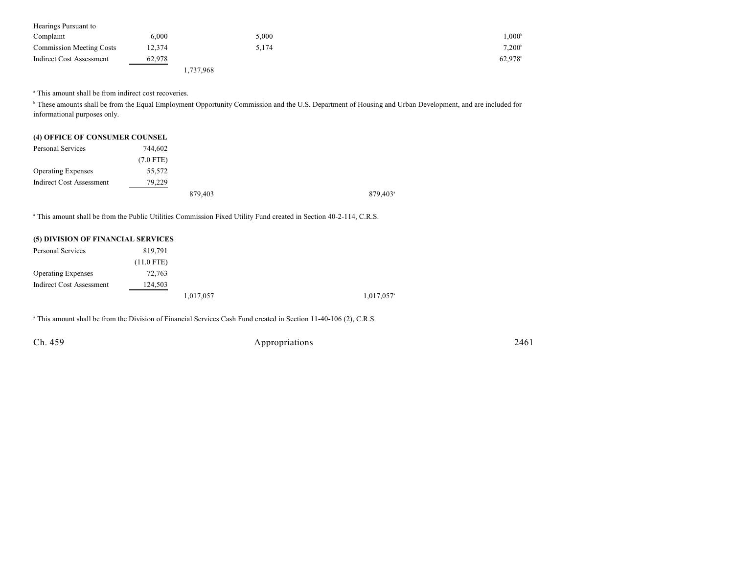| | | | | | | |
|---|---|---|---|---|---|---|
| Hearings Pursuant to Complaint | 6,000 | | 5,000 | | | 1,000[b] |
| Commission Meeting Costs | 12,374 | | 5,174 | | | 7,200[b] |
| Indirect Cost Assessment | 62,978 | | | | | 62,978[b] |
| | | 1,737,968 | | | | |

[a] This amount shall be from indirect cost recoveries.

[b] These amounts shall be from the Equal Employment Opportunity Commission and the U.S. Department of Housing and Urban Development, and are included for informational purposes only.

**(4) OFFICE OF CONSUMER COUNSEL**

| | | | | |
|---|---|---|---|---|
| Personal Services | 744,602 | | | |
| | (7.0 FTE) | | | |
| Operating Expenses | 55,572 | | | |
| Indirect Cost Assessment | 79,229 | | | |
| | | 879,403 | | 879,403[a] |

[a] This amount shall be from the Public Utilities Commission Fixed Utility Fund created in Section 40-2-114, C.R.S.

**(5) DIVISION OF FINANCIAL SERVICES**

| | | | | |
|---|---|---|---|---|
| Personal Services | 819,791 | | | |
| | (11.0 FTE) | | | |
| Operating Expenses | 72,763 | | | |
| Indirect Cost Assessment | 124,503 | | | |
| | | 1,017,057 | | 1,017,057[a] |

[a] This amount shall be from the Division of Financial Services Cash Fund created in Section 11-40-106 (2), C.R.S.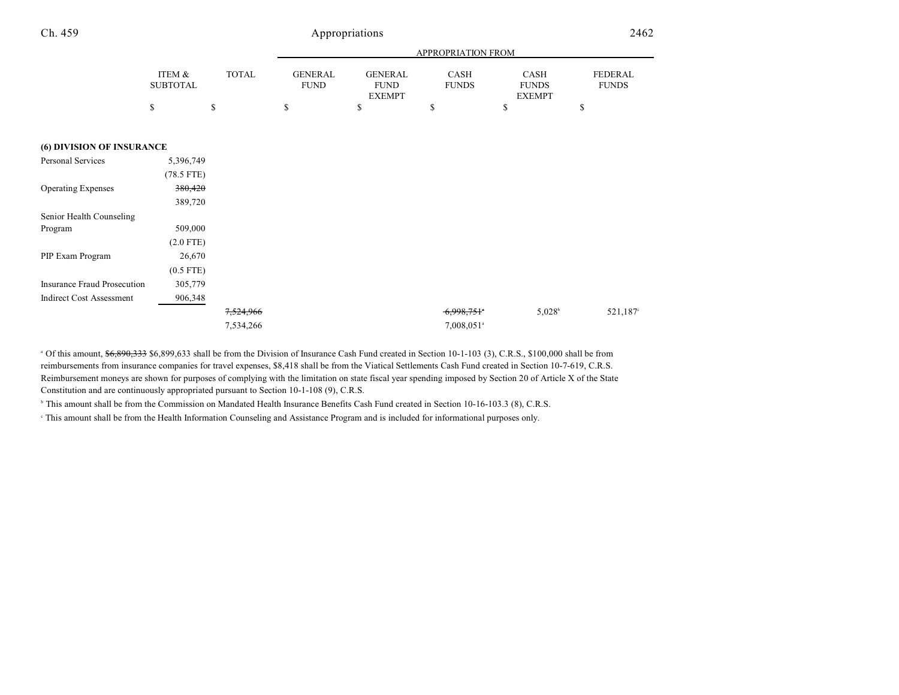| | ITEM & SUBTOTAL | TOTAL | APPROPRIATION FROM GENERAL FUND | GENERAL FUND EXEMPT | CASH FUNDS | CASH FUNDS EXEMPT | FEDERAL FUNDS |
|---|---|---|---|---|---|---|---|
| | $ | $ | $ | $ | $ | $ | $ |
| **(6) DIVISION OF INSURANCE** | | | | | | | |
| Personal Services | 5,396,749 | | | | | | |
| | (78.5 FTE) | | | | | | |
| Operating Expenses | ~~380,420~~ | | | | | | |
| | 389,720 | | | | | | |
| Senior Health Counseling Program | 509,000 | | | | | | |
| | (2.0 FTE) | | | | | | |
| PIP Exam Program | 26,670 | | | | | | |
| | (0.5 FTE) | | | | | | |
| Insurance Fraud Prosecution | 305,779 | | | | | | |
| Indirect Cost Assessment | 906,348 | | | | | | |
| | | ~~7,524,966~~ | | | ~~6,998,751~~[a] | 5,028[b] | 521,187[c] |
| | | 7,534,266 | | | 7,008,051[a] | | |

[a] Of this amount, ~~$6,890,333~~ $6,899,633 shall be from the Division of Insurance Cash Fund created in Section 10-1-103 (3), C.R.S., $100,000 shall be from reimbursements from insurance companies for travel expenses, $8,418 shall be from the Viatical Settlements Cash Fund created in Section 10-7-619, C.R.S. Reimbursement moneys are shown for purposes of complying with the limitation on state fiscal year spending imposed by Section 20 of Article X of the State Constitution and are continuously appropriated pursuant to Section 10-1-108 (9), C.R.S.

[b] This amount shall be from the Commission on Mandated Health Insurance Benefits Cash Fund created in Section 10-16-103.3 (8), C.R.S.

[c] This amount shall be from the Health Information Counseling and Assistance Program and is included for informational purposes only.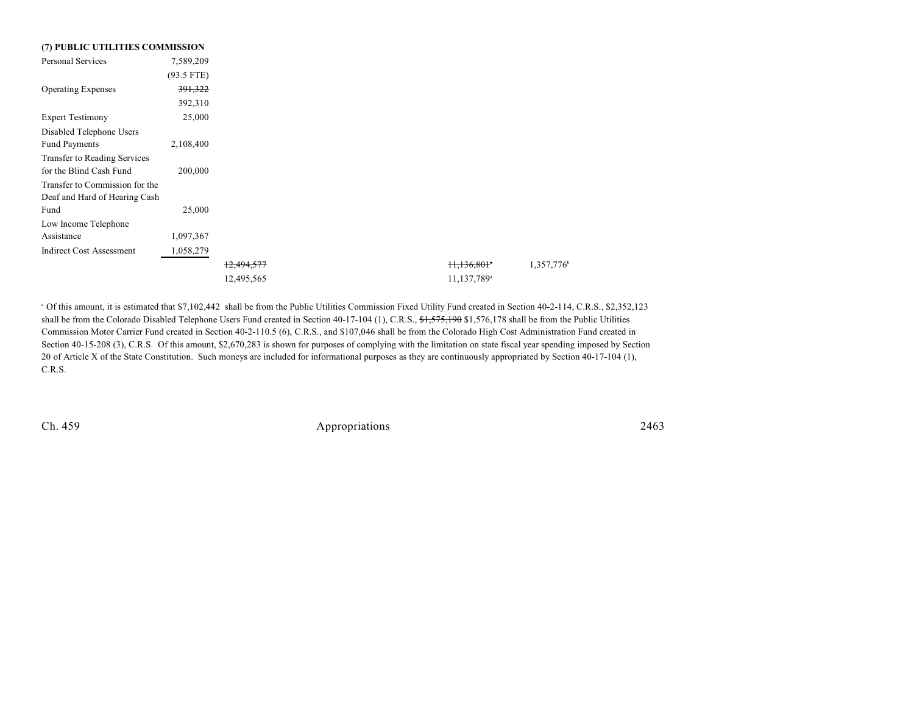**(7) PUBLIC UTILITIES COMMISSION**

| | | | | | |
|---|---|---|---|---|---|
| Personal Services | 7,589,209 | | | | |
| | (93.5 FTE) | | | | |
| Operating Expenses | ~~391,322~~ | | | | |
| | 392,310 | | | | |
| Expert Testimony | 25,000 | | | | |
| Disabled Telephone Users Fund Payments | 2,108,400 | | | | |
| Transfer to Reading Services for the Blind Cash Fund | 200,000 | | | | |
| Transfer to Commission for the Deaf and Hard of Hearing Cash Fund | 25,000 | | | | |
| Low Income Telephone Assistance | 1,097,367 | | | | |
| Indirect Cost Assessment | 1,058,279 | | | | |
| | | ~~12,494,577~~ | | ~~11,136,801~~[a] | 1,357,776[b] |
| | | 12,495,565 | | 11,137,789[a] | |

[a] Of this amount, it is estimated that $7,102,442 shall be from the Public Utilities Commission Fixed Utility Fund created in Section 40-2-114, C.R.S., $2,352,123 shall be from the Colorado Disabled Telephone Users Fund created in Section 40-17-104 (1), C.R.S., ~~$1,575,190~~ $1,576,178 shall be from the Public Utilities Commission Motor Carrier Fund created in Section 40-2-110.5 (6), C.R.S., and $107,046 shall be from the Colorado High Cost Administration Fund created in Section 40-15-208 (3), C.R.S. Of this amount, $2,670,283 is shown for purposes of complying with the limitation on state fiscal year spending imposed by Section 20 of Article X of the State Constitution. Such moneys are included for informational purposes as they are continuously appropriated by Section 40-17-104 (1), C.R.S.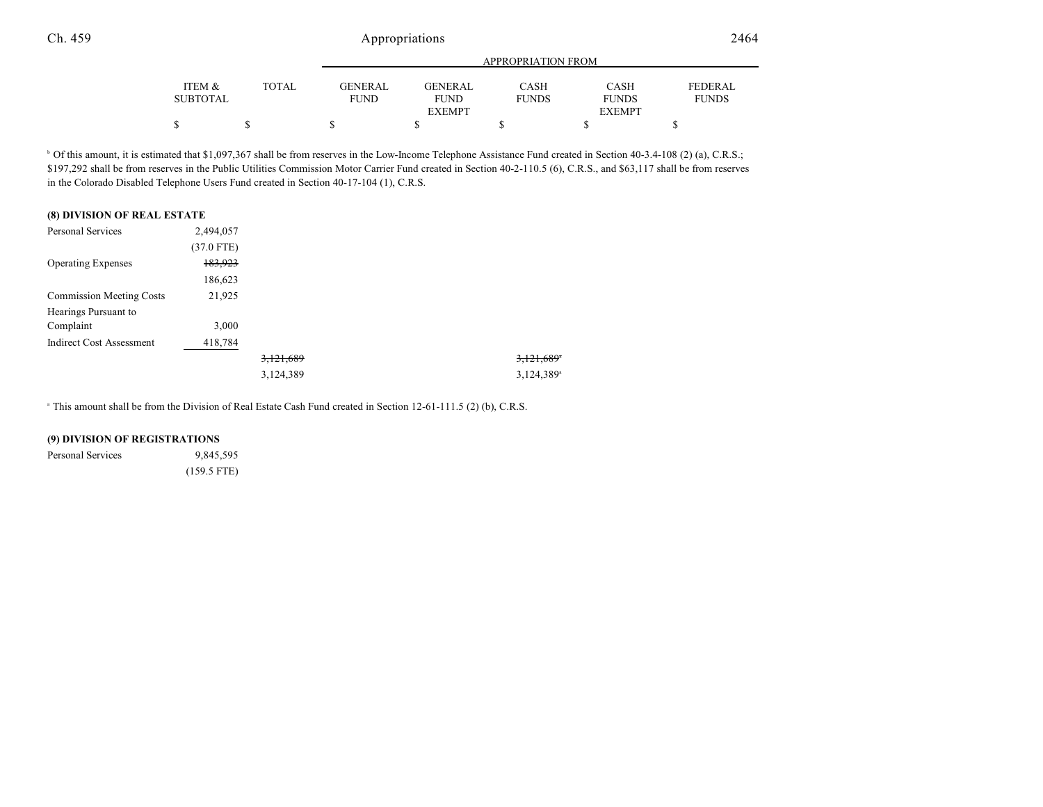| | ITEM & SUBTOTAL | TOTAL | GENERAL FUND | GENERAL FUND EXEMPT | CASH FUNDS | CASH FUNDS EXEMPT | FEDERAL FUNDS |
|---|---|---|---|---|---|---|---|
| | | | APPROPRIATION FROM | | | | |
| | $ | $ | $ | $ | $ | $ | $ |

[b] Of this amount, it is estimated that $1,097,367 shall be from reserves in the Low-Income Telephone Assistance Fund created in Section 40-3.4-108 (2) (a), C.R.S.; $197,292 shall be from reserves in the Public Utilities Commission Motor Carrier Fund created in Section 40-2-110.5 (6), C.R.S., and $63,117 shall be from reserves in the Colorado Disabled Telephone Users Fund created in Section 40-17-104 (1), C.R.S.

**(8) DIVISION OF REAL ESTATE**

| | ITEM & SUBTOTAL | TOTAL | GENERAL FUND | GENERAL FUND EXEMPT | CASH FUNDS | CASH FUNDS EXEMPT | FEDERAL FUNDS |
|---|---|---|---|---|---|---|---|
| Personal Services | 2,494,057 | | | | | | |
| | (37.0 FTE) | | | | | | |
| Operating Expenses | ~~183,923~~ | | | | | | |
| | 186,623 | | | | | | |
| Commission Meeting Costs | 21,925 | | | | | | |
| Hearings Pursuant to Complaint | 3,000 | | | | | | |
| Indirect Cost Assessment | 418,784 | | | | | | |
| | | ~~3,121,689~~ | | | ~~3,121,689~~[a] | | |
| | | 3,124,389 | | | 3,124,389[a] | | |

[a] This amount shall be from the Division of Real Estate Cash Fund created in Section 12-61-111.5 (2) (b), C.R.S.

**(9) DIVISION OF REGISTRATIONS**

| | ITEM & SUBTOTAL | TOTAL | GENERAL FUND | GENERAL FUND EXEMPT | CASH FUNDS | CASH FUNDS EXEMPT | FEDERAL FUNDS |
|---|---|---|---|---|---|---|---|
| Personal Services | 9,845,595 | | | | | | |
| | (159.5 FTE) | | | | | | |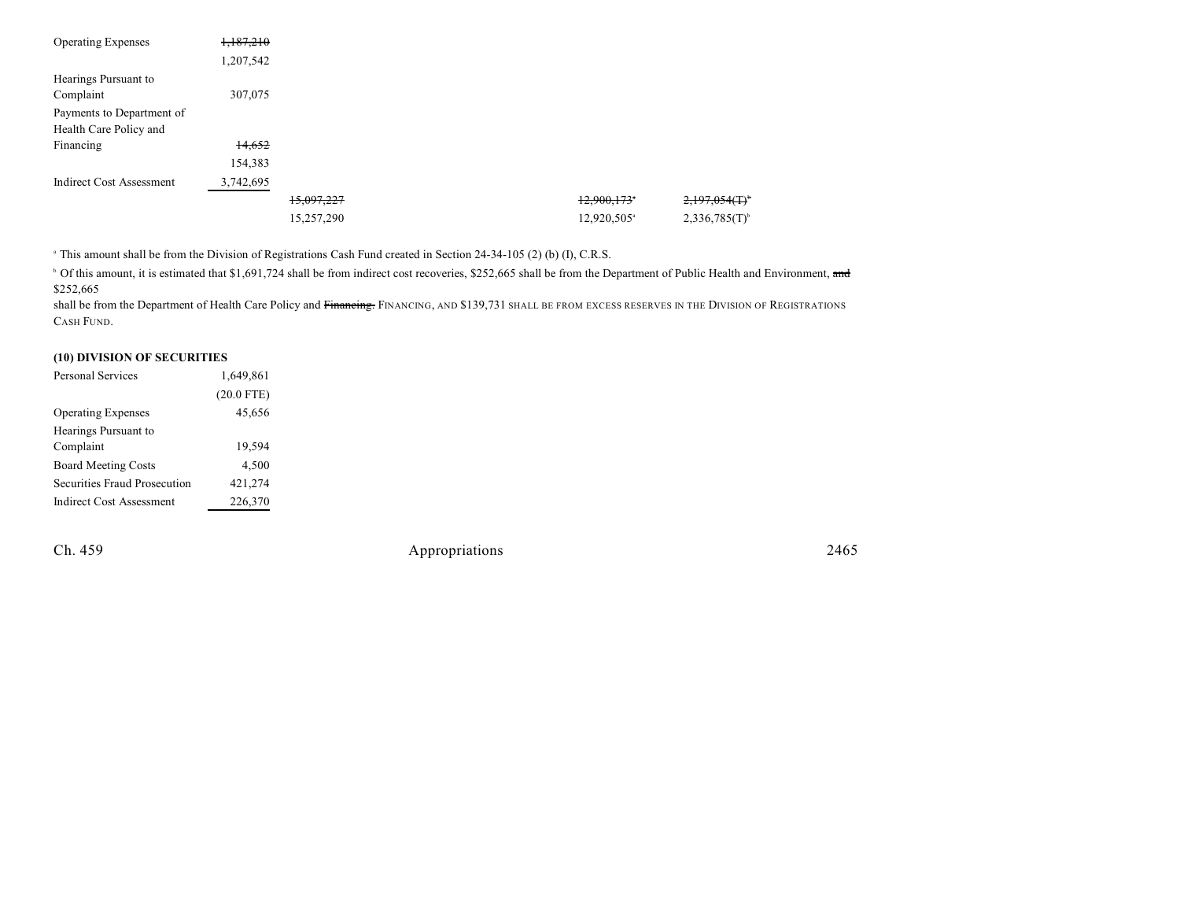| | | | | | |
|---|---|---|---|---|---|
| Operating Expenses | ~~1,187,210~~ | | | | |
| | 1,207,542 | | | | |
| Hearings Pursuant to Complaint | 307,075 | | | | |
| Payments to Department of Health Care Policy and Financing | ~~14,652~~ | | | | |
| | 154,383 | | | | |
| Indirect Cost Assessment | 3,742,695 | | | | |
| | | ~~15,097,227~~ | | ~~12,900,173~~[a] | ~~2,197,054(T)~~[b] |
| | | 15,257,290 | | 12,920,505[a] | 2,336,785(T)[b] |

[a] This amount shall be from the Division of Registrations Cash Fund created in Section 24-34-105 (2) (b) (I), C.R.S.

[b] Of this amount, it is estimated that $1,691,724 shall be from indirect cost recoveries, $252,665 shall be from the Department of Public Health and Environment, ~~and~~ $252,665 shall be from the Department of Health Care Policy and ~~Financing.~~ FINANCING, AND $139,731 SHALL BE FROM EXCESS RESERVES IN THE DIVISION OF REGISTRATIONS CASH FUND.

**(10) DIVISION OF SECURITIES**

| | |
|---|---|
| Personal Services | 1,649,861 |
| | (20.0 FTE) |
| Operating Expenses | 45,656 |
| Hearings Pursuant to Complaint | 19,594 |
| Board Meeting Costs | 4,500 |
| Securities Fraud Prosecution | 421,274 |
| Indirect Cost Assessment | 226,370 |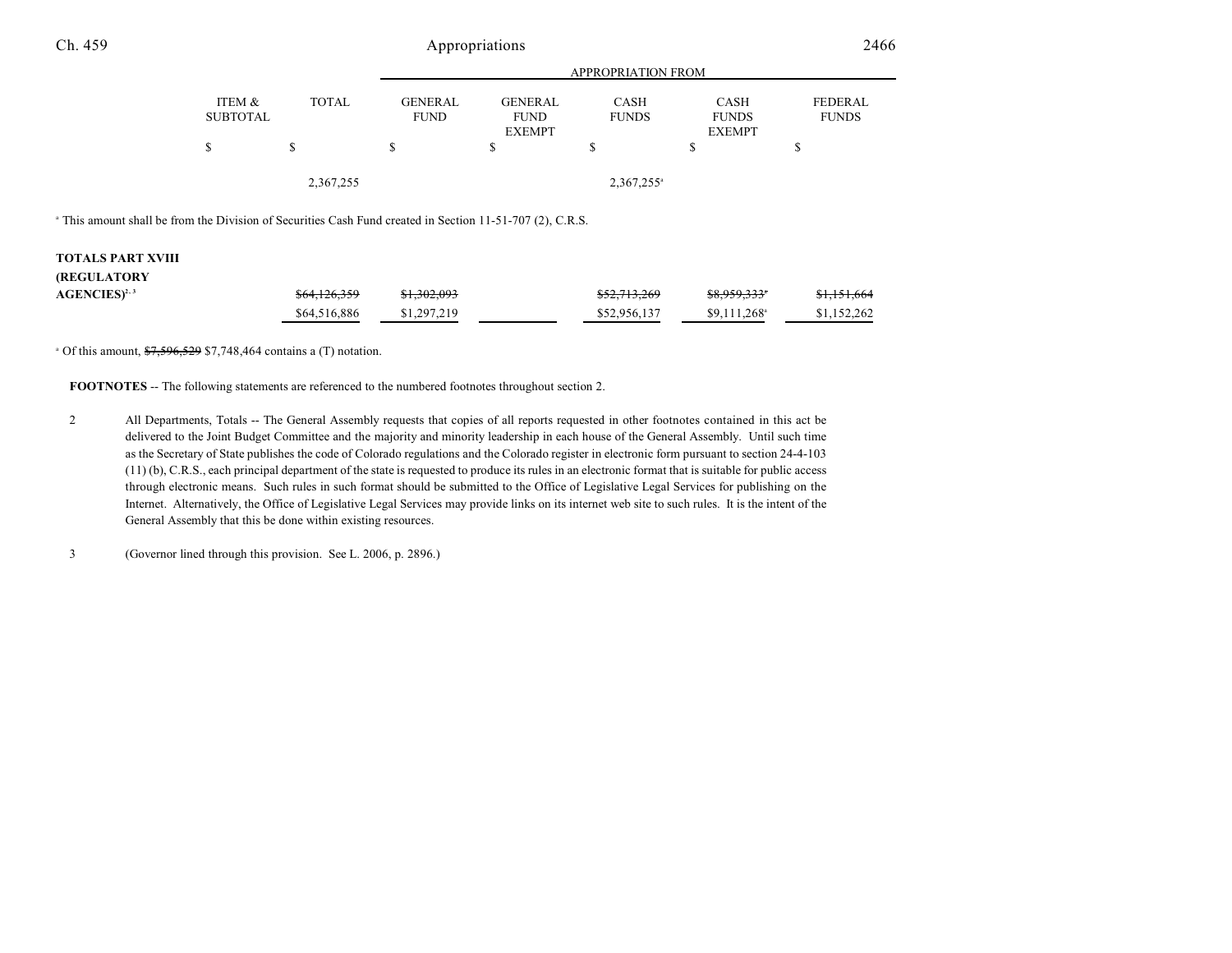| | ITEM & SUBTOTAL | TOTAL | APPROPRIATION FROM GENERAL FUND | GENERAL FUND EXEMPT | CASH FUNDS | CASH FUNDS EXEMPT | FEDERAL FUNDS |
|---|---|---|---|---|---|---|---|
| | $ | $ | $ | $ | $ | $ | $ |
| | | 2,367,255 | | | 2,367,255[a] | | |

[a] This amount shall be from the Division of Securities Cash Fund created in Section 11-51-707 (2), C.R.S.

| | ITEM & SUBTOTAL | TOTAL | GENERAL FUND | GENERAL FUND EXEMPT | CASH FUNDS | CASH FUNDS EXEMPT | FEDERAL FUNDS |
|---|---|---|---|---|---|---|---|
| **TOTALS PART XVIII (REGULATORY AGENCIES)**[2, 3] | | ~~$64,126,359~~ | ~~$1,302,093~~ | | ~~$52,713,269~~ | ~~$8,959,333[a]~~ | ~~$1,151,664~~ |
| | | $64,516,886 | $1,297,219 | | $52,956,137 | $9,111,268[a] | $1,152,262 |

[a] Of this amount, ~~$7,596,529~~ $7,748,464 contains a (T) notation.

**FOOTNOTES** -- The following statements are referenced to the numbered footnotes throughout section 2.

2 All Departments, Totals -- The General Assembly requests that copies of all reports requested in other footnotes contained in this act be delivered to the Joint Budget Committee and the majority and minority leadership in each house of the General Assembly. Until such time as the Secretary of State publishes the code of Colorado regulations and the Colorado register in electronic form pursuant to section 24-4-103 (11) (b), C.R.S., each principal department of the state is requested to produce its rules in an electronic format that is suitable for public access through electronic means. Such rules in such format should be submitted to the Office of Legislative Legal Services for publishing on the Internet. Alternatively, the Office of Legislative Legal Services may provide links on its internet web site to such rules. It is the intent of the General Assembly that this be done within existing resources.

3 (Governor lined through this provision. See L. 2006, p. 2896.)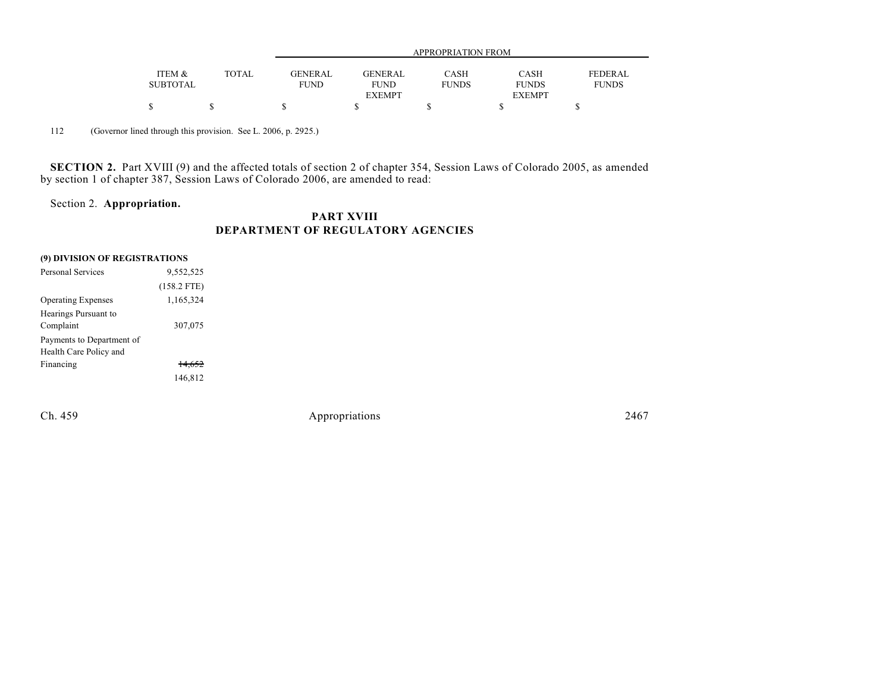| | ITEM & SUBTOTAL | TOTAL | APPROPRIATION FROM GENERAL FUND | GENERAL FUND EXEMPT | CASH FUNDS | CASH FUNDS EXEMPT | FEDERAL FUNDS |
|---|---|---|---|---|---|---|---|
| | $ | $ | $ | $ | $ | $ | $ |

112 (Governor lined through this provision. See L. 2006, p. 2925.)

**SECTION 2.** Part XVIII (9) and the affected totals of section 2 of chapter 354, Session Laws of Colorado 2005, as amended by section 1 of chapter 387, Session Laws of Colorado 2006, are amended to read:

Section 2. **Appropriation.**

## PART XVIII
## DEPARTMENT OF REGULATORY AGENCIES

**(9) DIVISION OF REGISTRATIONS**

| | ITEM & SUBTOTAL | TOTAL | GENERAL FUND | GENERAL FUND EXEMPT | CASH FUNDS | CASH FUNDS EXEMPT | FEDERAL FUNDS |
|---|---|---|---|---|---|---|---|
| Personal Services | 9,552,525 | | | | | | |
| | (158.2 FTE) | | | | | | |
| Operating Expenses | 1,165,324 | | | | | | |
| Hearings Pursuant to Complaint | 307,075 | | | | | | |
| Payments to Department of Health Care Policy and Financing | ~~14,652~~ | | | | | | |
| | 146,812 | | | | | | |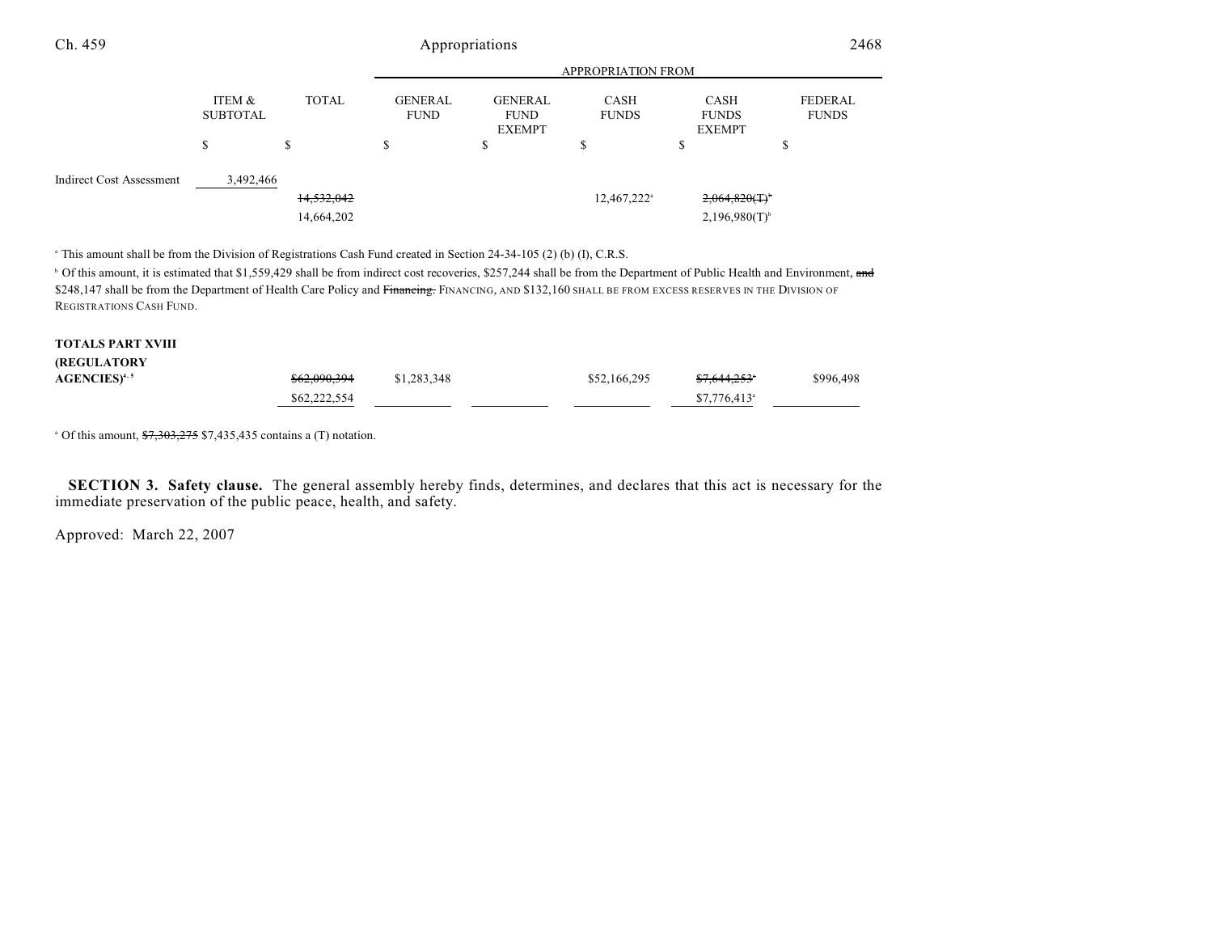| | ITEM & SUBTOTAL | TOTAL | APPROPRIATION FROM GENERAL FUND | GENERAL FUND EXEMPT | CASH FUNDS | CASH FUNDS EXEMPT | FEDERAL FUNDS |
|---|---|---|---|---|---|---|---|
| | $ | $ | $ | $ | $ | $ | $ |
| Indirect Cost Assessment | 3,492,466 | | | | | | |
| | | ~~14,532,042~~ | | | 12,467,222[a] | ~~2,064,820(T)~~[b] | |
| | | 14,664,202 | | | | 2,196,980(T)[b] | |

[a] This amount shall be from the Division of Registrations Cash Fund created in Section 24-34-105 (2) (b) (I), C.R.S.

[b] Of this amount, it is estimated that $1,559,429 shall be from indirect cost recoveries, $257,244 shall be from the Department of Public Health and Environment, ~~and~~ $248,147 shall be from the Department of Health Care Policy and ~~Financing.~~ FINANCING, AND $132,160 SHALL BE FROM EXCESS RESERVES IN THE DIVISION OF REGISTRATIONS CASH FUND.

| | ITEM & SUBTOTAL | TOTAL | GENERAL FUND | GENERAL FUND EXEMPT | CASH FUNDS | CASH FUNDS EXEMPT | FEDERAL FUNDS |
|---|---|---|---|---|---|---|---|
| **TOTALS PART XVIII (REGULATORY AGENCIES)**[4, 5] | | ~~$62,090,394~~ | $1,283,348 | | $52,166,295 | ~~$7,644,253~~[a] | $996,498 |
| | | $62,222,554 | | | | $7,776,413[a] | |

[a] Of this amount, ~~$7,303,275~~ $7,435,435 contains a (T) notation.

**SECTION 3. Safety clause.** The general assembly hereby finds, determines, and declares that this act is necessary for the immediate preservation of the public peace, health, and safety.

Approved: March 22, 2007